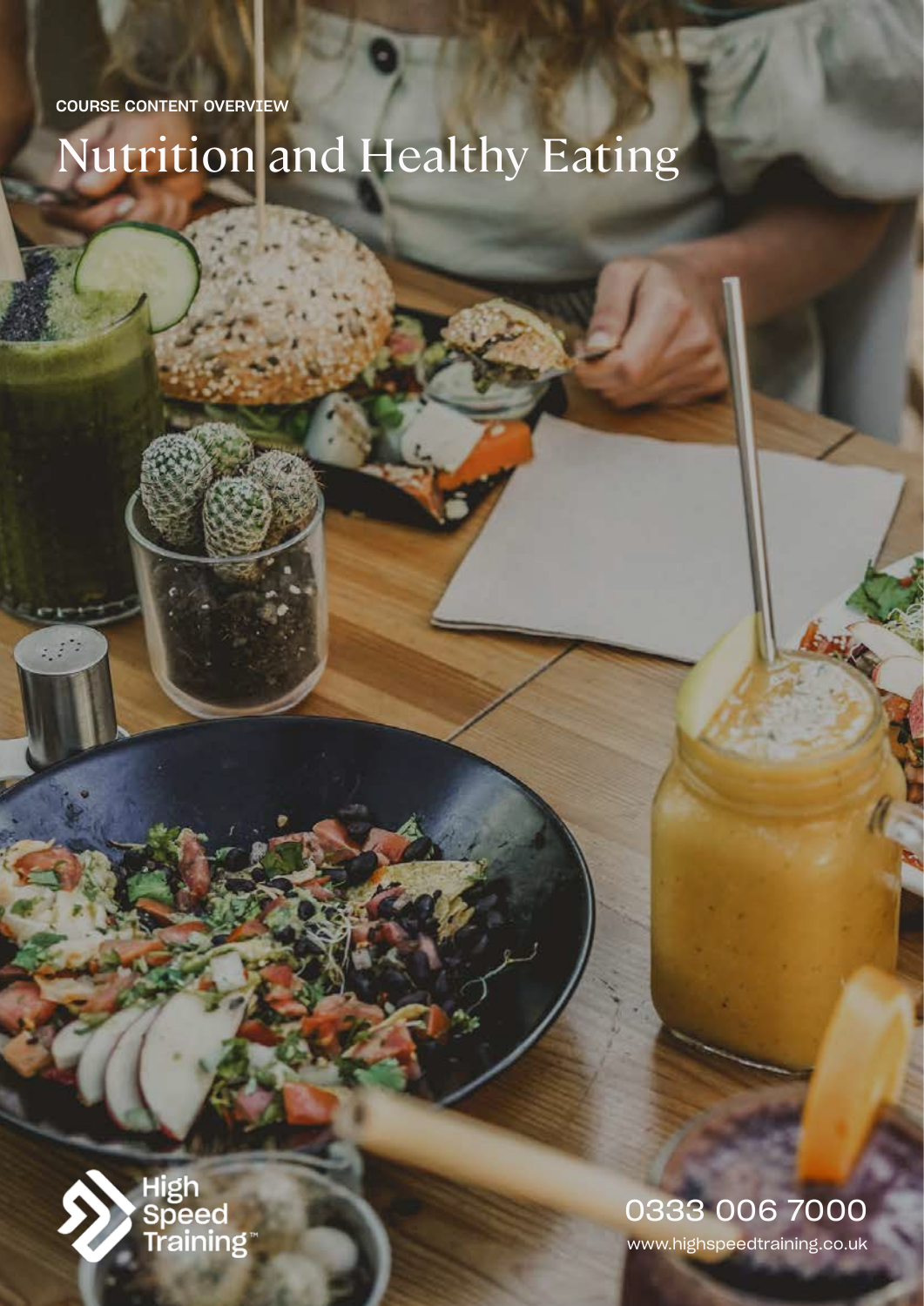COURSE CONTENT OVERVIEW

# Nutrition and Healthy Eating

High Speed Training™

0333 006 7000

www.highspeedtraining.co.uk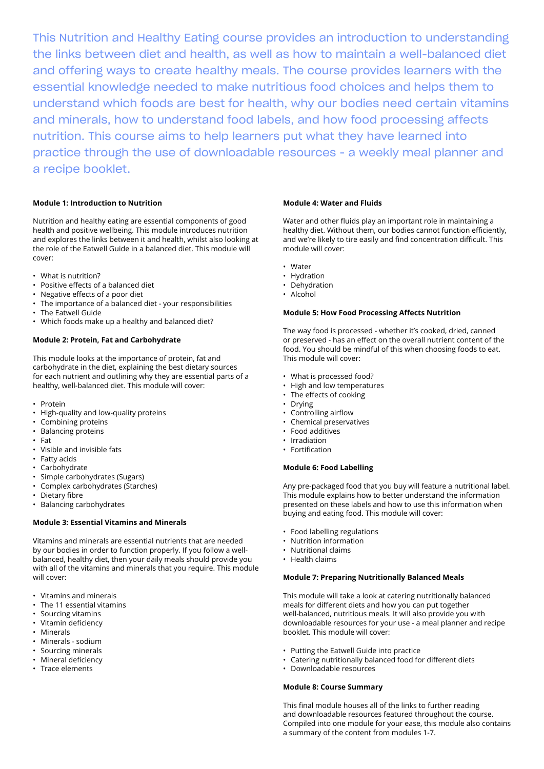This Nutrition and Healthy Eating course provides an introduction to understanding the links between diet and health, as well as how to maintain a well-balanced diet and offering ways to create healthy meals. The course provides learners with the essential knowledge needed to make nutritious food choices and helps them to understand which foods are best for health, why our bodies need certain vitamins and minerals, how to understand food labels, and how food processing affects nutrition. This course aims to help learners put what they have learned into practice through the use of downloadable resources - a weekly meal planner and a recipe booklet.

**Module 1: Introduction to Nutrition**

Nutrition and healthy eating are essential components of good health and positive wellbeing. This module introduces nutrition and explores the links between it and health, whilst also looking at the role of the Eatwell Guide in a balanced diet. This module will cover:

- What is nutrition?
- Positive effects of a balanced diet
- Negative effects of a poor diet
- The importance of a balanced diet - your responsibilities
- The Eatwell Guide
- Which foods make up a healthy and balanced diet?

**Module 2: Protein, Fat and Carbohydrate**

This module looks at the importance of protein, fat and carbohydrate in the diet, explaining the best dietary sources for each nutrient and outlining why they are essential parts of a healthy, well-balanced diet. This module will cover:

- Protein
- High-quality and low-quality proteins
- Combining proteins
- Balancing proteins
- Fat
- Visible and invisible fats
- Fatty acids
- Carbohydrate
- Simple carbohydrates (Sugars)
- Complex carbohydrates (Starches)
- Dietary fibre
- Balancing carbohydrates

**Module 3: Essential Vitamins and Minerals**

Vitamins and minerals are essential nutrients that are needed by our bodies in order to function properly. If you follow a well-balanced, healthy diet, then your daily meals should provide you with all of the vitamins and minerals that you require. This module will cover:

- Vitamins and minerals
- The 11 essential vitamins
- Sourcing vitamins
- Vitamin deficiency
- Minerals
- Minerals - sodium
- Sourcing minerals
- Mineral deficiency
- Trace elements

**Module 4: Water and Fluids**

Water and other fluids play an important role in maintaining a healthy diet. Without them, our bodies cannot function efficiently, and we're likely to tire easily and find concentration difficult. This module will cover:

- Water
- Hydration
- Dehydration
- Alcohol

**Module 5: How Food Processing Affects Nutrition**

The way food is processed - whether it's cooked, dried, canned or preserved - has an effect on the overall nutrient content of the food. You should be mindful of this when choosing foods to eat. This module will cover:

- What is processed food?
- High and low temperatures
- The effects of cooking
- Drying
- Controlling airflow
- Chemical preservatives
- Food additives
- Irradiation
- Fortification

**Module 6: Food Labelling**

Any pre-packaged food that you buy will feature a nutritional label. This module explains how to better understand the information presented on these labels and how to use this information when buying and eating food. This module will cover:

- Food labelling regulations
- Nutrition information
- Nutritional claims
- Health claims

**Module 7: Preparing Nutritionally Balanced Meals**

This module will take a look at catering nutritionally balanced meals for different diets and how you can put together well-balanced, nutritious meals. It will also provide you with downloadable resources for your use - a meal planner and recipe booklet. This module will cover:

- Putting the Eatwell Guide into practice
- Catering nutritionally balanced food for different diets
- Downloadable resources

**Module 8: Course Summary**

This final module houses all of the links to further reading and downloadable resources featured throughout the course. Compiled into one module for your ease, this module also contains a summary of the content from modules 1-7.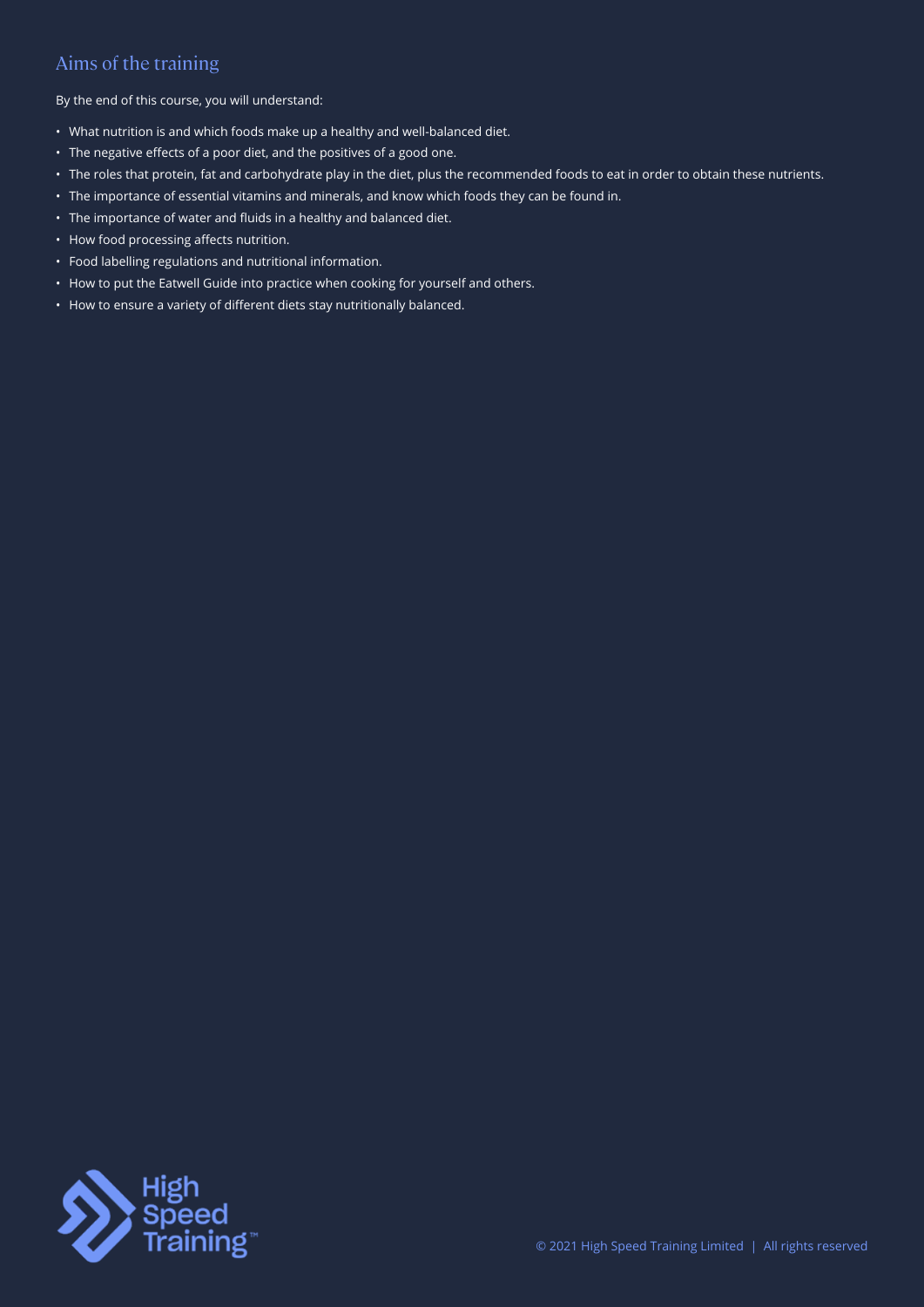## Aims of the training

By the end of this course, you will understand:

- What nutrition is and which foods make up a healthy and well-balanced diet.
- The negative effects of a poor diet, and the positives of a good one.
- The roles that protein, fat and carbohydrate play in the diet, plus the recommended foods to eat in order to obtain these nutrients.
- The importance of essential vitamins and minerals, and know which foods they can be found in.
- The importance of water and fluids in a healthy and balanced diet.
- How food processing affects nutrition.
- Food labelling regulations and nutritional information.
- How to put the Eatwell Guide into practice when cooking for yourself and others.
- How to ensure a variety of different diets stay nutritionally balanced.